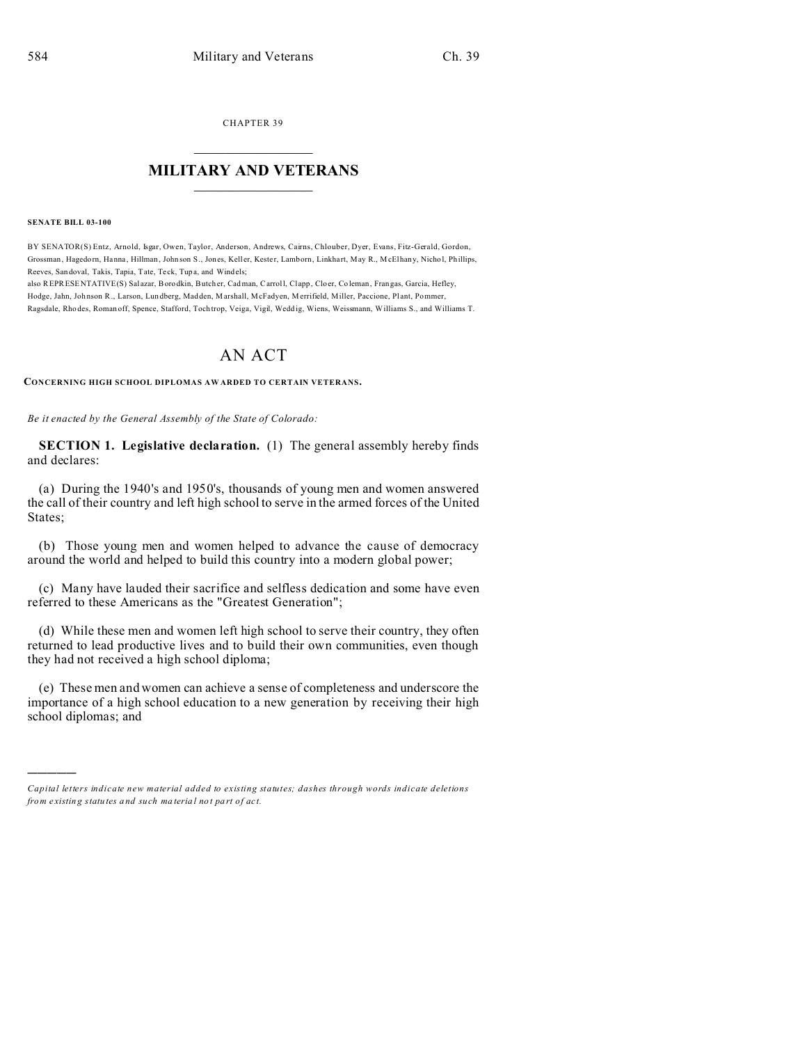CHAPTER 39

# MILITARY AND VETERANS

**SENATE BILL 03-100**

BY SENATOR(S) Entz, Arnold, Isgar, Owen, Taylor, Anderson, Andrews, Cairns, Chlouber, Dyer, Evans, Fitz-Gerald, Gordon, Grossman, Hagedorn, Hanna, Hillman, Johnson S., Jones, Keller, Kester, Lamborn, Linkhart, May R., McElhany, Nichol, Phillips, Reeves, Sandoval, Takis, Tapia, Tate, Teck, Tupa, and Windels;
also REPRESENTATIVE(S) Salazar, Borodkin, Butcher, Cadman, Carroll, Clapp, Cloer, Coleman, Frangas, Garcia, Hefley, Hodge, Jahn, Johnson R., Larson, Lundberg, Madden, Marshall, McFadyen, Merrifield, Miller, Paccione, Plant, Pommer, Ragsdale, Rhodes, Romanoff, Spence, Stafford, Tochtrop, Veiga, Vigil, Weddig, Wiens, Weissmann, Williams S., and Williams T.

# AN ACT

**CONCERNING HIGH SCHOOL DIPLOMAS AWARDED TO CERTAIN VETERANS.**

*Be it enacted by the General Assembly of the State of Colorado:*

**SECTION 1. Legislative declaration.** (1) The general assembly hereby finds and declares:

(a) During the 1940's and 1950's, thousands of young men and women answered the call of their country and left high school to serve in the armed forces of the United States;

(b) Those young men and women helped to advance the cause of democracy around the world and helped to build this country into a modern global power;

(c) Many have lauded their sacrifice and selfless dedication and some have even referred to these Americans as the "Greatest Generation";

(d) While these men and women left high school to serve their country, they often returned to lead productive lives and to build their own communities, even though they had not received a high school diploma;

(e) These men and women can achieve a sense of completeness and underscore the importance of a high school education to a new generation by receiving their high school diplomas; and

---

*Capital letters indicate new material added to existing statutes; dashes through words indicate deletions from existing statutes and such material not part of act.*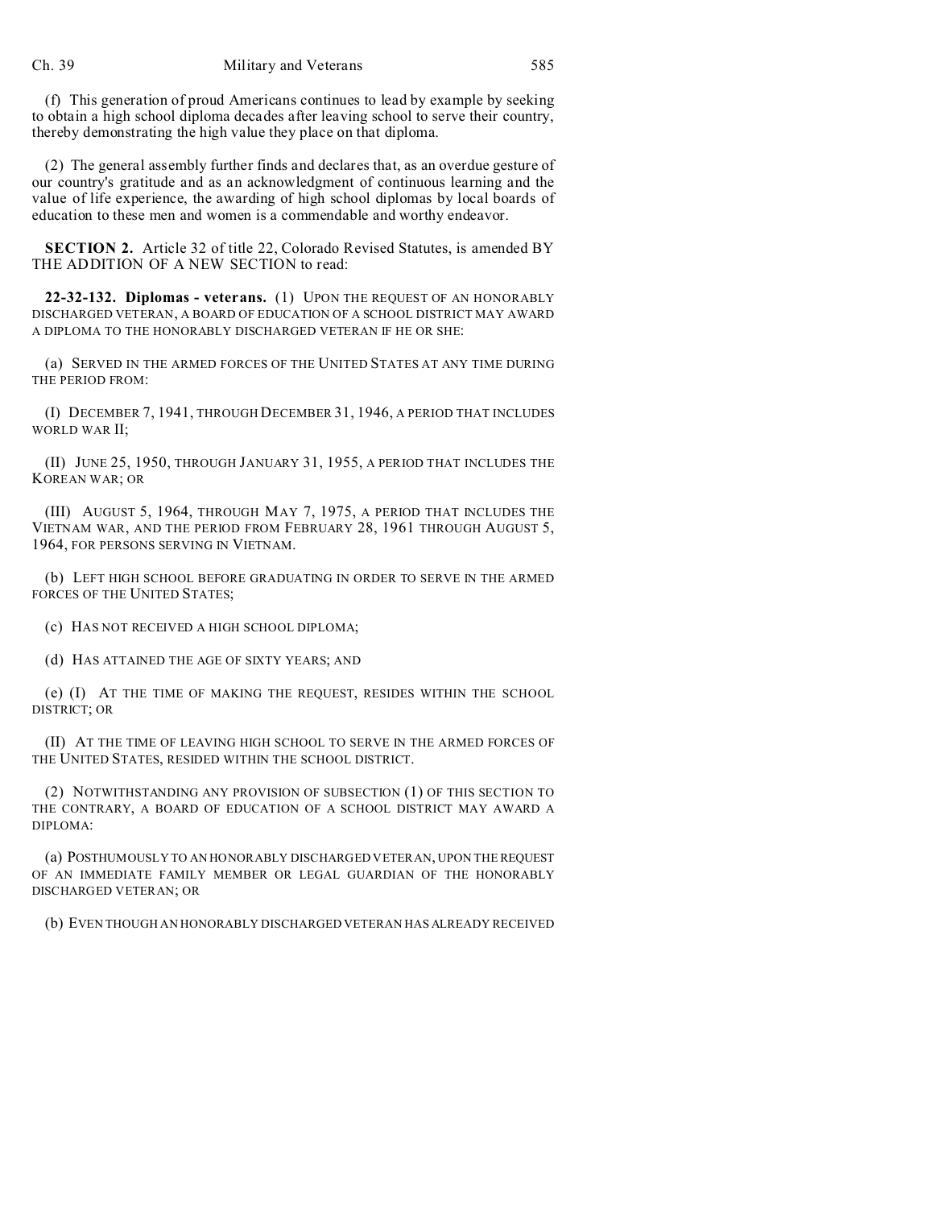(f) This generation of proud Americans continues to lead by example by seeking to obtain a high school diploma decades after leaving school to serve their country, thereby demonstrating the high value they place on that diploma.

(2) The general assembly further finds and declares that, as an overdue gesture of our country's gratitude and as an acknowledgment of continuous learning and the value of life experience, the awarding of high school diplomas by local boards of education to these men and women is a commendable and worthy endeavor.

**SECTION 2.** Article 32 of title 22, Colorado Revised Statutes, is amended BY THE ADDITION OF A NEW SECTION to read:

**22-32-132. Diplomas - veterans.** (1) UPON THE REQUEST OF AN HONORABLY DISCHARGED VETERAN, A BOARD OF EDUCATION OF A SCHOOL DISTRICT MAY AWARD A DIPLOMA TO THE HONORABLY DISCHARGED VETERAN IF HE OR SHE:

(a) SERVED IN THE ARMED FORCES OF THE UNITED STATES AT ANY TIME DURING THE PERIOD FROM:

(I) DECEMBER 7, 1941, THROUGH DECEMBER 31, 1946, A PERIOD THAT INCLUDES WORLD WAR II;

(II) JUNE 25, 1950, THROUGH JANUARY 31, 1955, A PERIOD THAT INCLUDES THE KOREAN WAR; OR

(III) AUGUST 5, 1964, THROUGH MAY 7, 1975, A PERIOD THAT INCLUDES THE VIETNAM WAR, AND THE PERIOD FROM FEBRUARY 28, 1961 THROUGH AUGUST 5, 1964, FOR PERSONS SERVING IN VIETNAM.

(b) LEFT HIGH SCHOOL BEFORE GRADUATING IN ORDER TO SERVE IN THE ARMED FORCES OF THE UNITED STATES;

(c) HAS NOT RECEIVED A HIGH SCHOOL DIPLOMA;

(d) HAS ATTAINED THE AGE OF SIXTY YEARS; AND

(e) (I) AT THE TIME OF MAKING THE REQUEST, RESIDES WITHIN THE SCHOOL DISTRICT; OR

(II) AT THE TIME OF LEAVING HIGH SCHOOL TO SERVE IN THE ARMED FORCES OF THE UNITED STATES, RESIDED WITHIN THE SCHOOL DISTRICT.

(2) NOTWITHSTANDING ANY PROVISION OF SUBSECTION (1) OF THIS SECTION TO THE CONTRARY, A BOARD OF EDUCATION OF A SCHOOL DISTRICT MAY AWARD A DIPLOMA:

(a) POSTHUMOUSLY TO AN HONORABLY DISCHARGED VETERAN, UPON THE REQUEST OF AN IMMEDIATE FAMILY MEMBER OR LEGAL GUARDIAN OF THE HONORABLY DISCHARGED VETERAN; OR

(b) EVEN THOUGH AN HONORABLY DISCHARGED VETERAN HAS ALREADY RECEIVED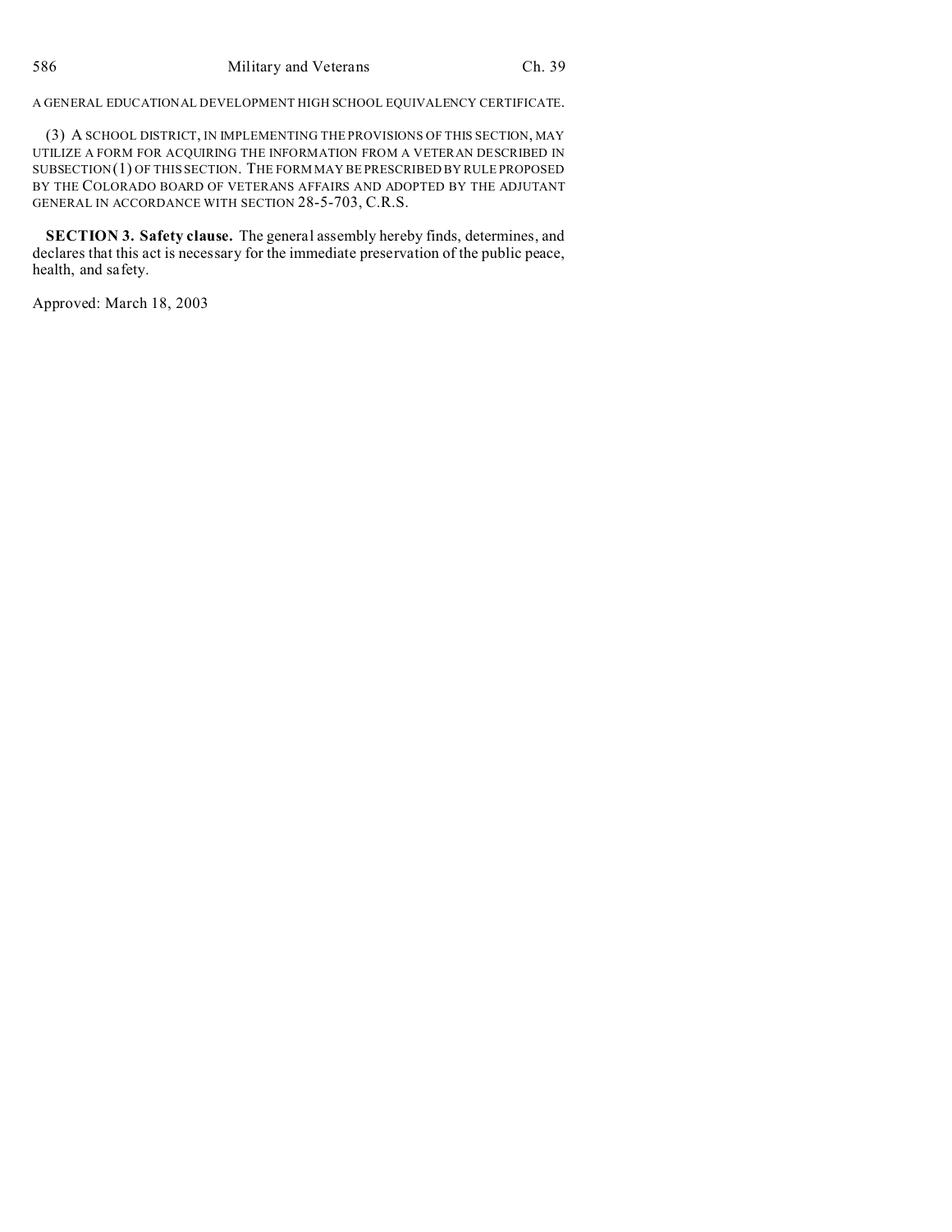A GENERAL EDUCATIONAL DEVELOPMENT HIGH SCHOOL EQUIVALENCY CERTIFICATE.

(3) A SCHOOL DISTRICT, IN IMPLEMENTING THE PROVISIONS OF THIS SECTION, MAY UTILIZE A FORM FOR ACQUIRING THE INFORMATION FROM A VETERAN DESCRIBED IN SUBSECTION (1) OF THIS SECTION. THE FORM MAY BE PRESCRIBED BY RULE PROPOSED BY THE COLORADO BOARD OF VETERANS AFFAIRS AND ADOPTED BY THE ADJUTANT GENERAL IN ACCORDANCE WITH SECTION 28-5-703, C.R.S.

**SECTION 3. Safety clause.** The general assembly hereby finds, determines, and declares that this act is necessary for the immediate preservation of the public peace, health, and safety.

Approved: March 18, 2003